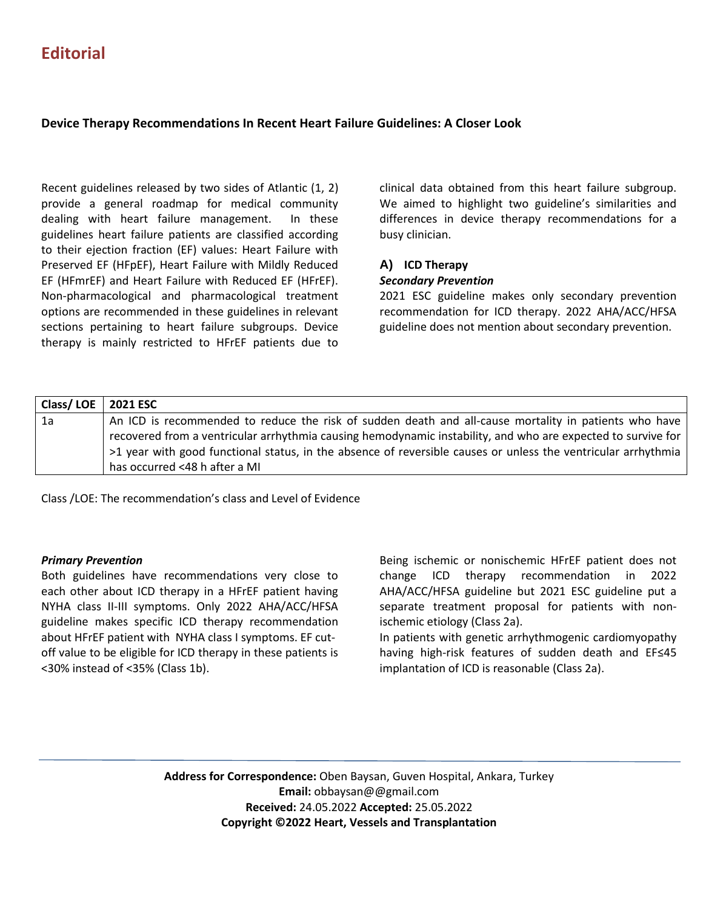# Editorial

## Device Therapy Recommendations In Recent Heart Failure Guidelines: A Closer Look

Recent guidelines released by two sides of Atlantic (1, 2) provide a general roadmap for medical community dealing with heart failure management. In these guidelines heart failure patients are classified according to their ejection fraction (EF) values: Heart Failure with Preserved EF (HFpEF), Heart Failure with Mildly Reduced EF (HFmrEF) and Heart Failure with Reduced EF (HFrEF). Non-pharmacological and pharmacological treatment options are recommended in these guidelines in relevant sections pertaining to heart failure subgroups. Device therapy is mainly restricted to HFrEF patients due to clinical data obtained from this heart failure subgroup. We aimed to highlight two guideline's similarities and differences in device therapy recommendations for a busy clinician.

### A) ICD Therapy

***Secondary Prevention***

2021 ESC guideline makes only secondary prevention recommendation for ICD therapy. 2022 AHA/ACC/HFSA guideline does not mention about secondary prevention.

| Class/ LOE | 2021 ESC |
| --- | --- |
| 1a | An ICD is recommended to reduce the risk of sudden death and all-cause mortality in patients who have recovered from a ventricular arrhythmia causing hemodynamic instability, and who are expected to survive for >1 year with good functional status, in the absence of reversible causes or unless the ventricular arrhythmia has occurred <48 h after a MI |

Class /LOE: The recommendation's class and Level of Evidence

***Primary Prevention***

Both guidelines have recommendations very close to each other about ICD therapy in a HFrEF patient having NYHA class II-III symptoms. Only 2022 AHA/ACC/HFSA guideline makes specific ICD therapy recommendation about HFrEF patient with NYHA class I symptoms. EF cut-off value to be eligible for ICD therapy in these patients is <30% instead of <35% (Class 1b).

Being ischemic or nonischemic HFrEF patient does not change ICD therapy recommendation in 2022 AHA/ACC/HFSA guideline but 2021 ESC guideline put a separate treatment proposal for patients with non-ischemic etiology (Class 2a).

In patients with genetic arrhythmogenic cardiomyopathy having high-risk features of sudden death and EF≤45 implantation of ICD is reasonable (Class 2a).

**Address for Correspondence:** Oben Baysan, Guven Hospital, Ankara, Turkey
**Email:** obbaysan@@gmail.com
**Received:** 24.05.2022 **Accepted:** 25.05.2022
**Copyright ©2022 Heart, Vessels and Transplantation**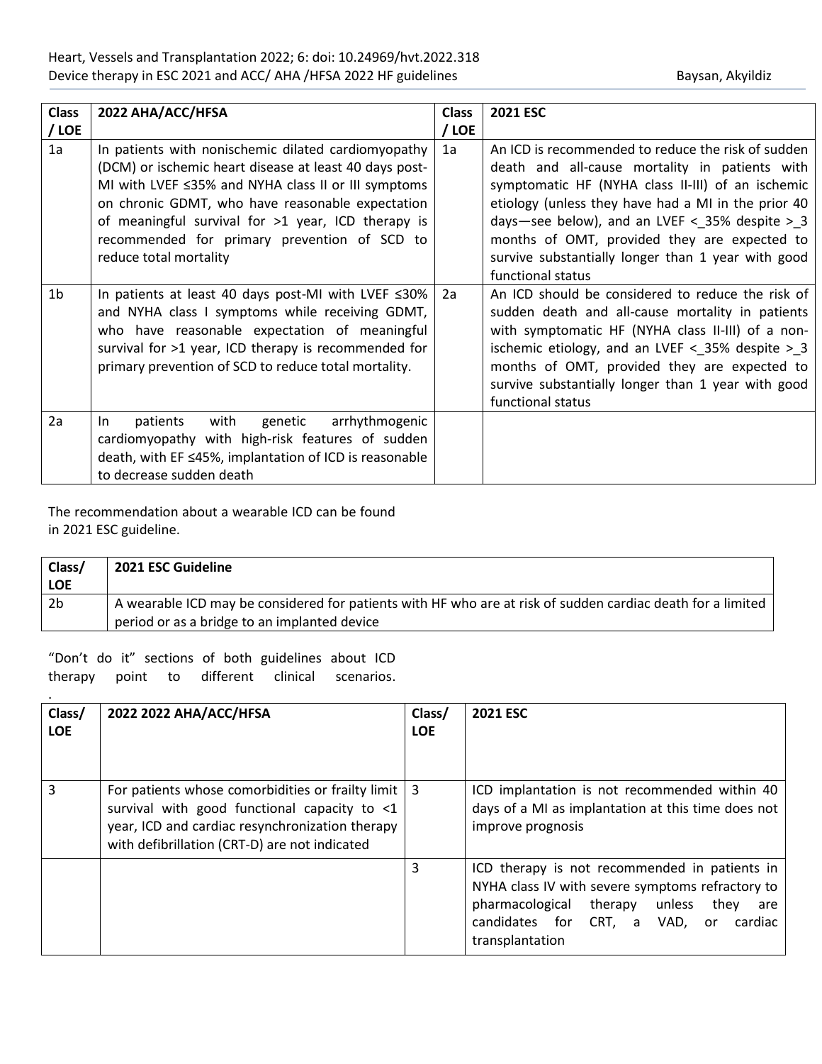| Class / LOE | 2022 AHA/ACC/HFSA | Class / LOE | 2021 ESC |
|---|---|---|---|
| 1a | In patients with nonischemic dilated cardiomyopathy (DCM) or ischemic heart disease at least 40 days post-MI with LVEF ≤35% and NYHA class II or III symptoms on chronic GDMT, who have reasonable expectation of meaningful survival for >1 year, ICD therapy is recommended for primary prevention of SCD to reduce total mortality | 1a | An ICD is recommended to reduce the risk of sudden death and all-cause mortality in patients with symptomatic HF (NYHA class II-III) of an ischemic etiology (unless they have had a MI in the prior 40 days—see below), and an LVEF <_35% despite >_3 months of OMT, provided they are expected to survive substantially longer than 1 year with good functional status |
| 1b | In patients at least 40 days post-MI with LVEF ≤30% and NYHA class I symptoms while receiving GDMT, who have reasonable expectation of meaningful survival for >1 year, ICD therapy is recommended for primary prevention of SCD to reduce total mortality. | 2a | An ICD should be considered to reduce the risk of sudden death and all-cause mortality in patients with symptomatic HF (NYHA class II-III) of a non-ischemic etiology, and an LVEF <_35% despite >_3 months of OMT, provided they are expected to survive substantially longer than 1 year with good functional status |
| 2a | In patients with genetic arrhythmogenic cardiomyopathy with high-risk features of sudden death, with EF ≤45%, implantation of ICD is reasonable to decrease sudden death | | |

The recommendation about a wearable ICD can be found in 2021 ESC guideline.

| Class/ LOE | 2021 ESC Guideline |
|---|---|
| 2b | A wearable ICD may be considered for patients with HF who are at risk of sudden cardiac death for a limited period or as a bridge to an implanted device |

"Don't do it" sections of both guidelines about ICD therapy point to different clinical scenarios.

.

| Class/ LOE | 2022 2022 AHA/ACC/HFSA | Class/ LOE | 2021 ESC |
|---|---|---|---|
| 3 | For patients whose comorbidities or frailty limit survival with good functional capacity to <1 year, ICD and cardiac resynchronization therapy with defibrillation (CRT-D) are not indicated | 3 | ICD implantation is not recommended within 40 days of a MI as implantation at this time does not improve prognosis |
| | | 3 | ICD therapy is not recommended in patients in NYHA class IV with severe symptoms refractory to pharmacological therapy unless they are candidates for CRT, a VAD, or cardiac transplantation |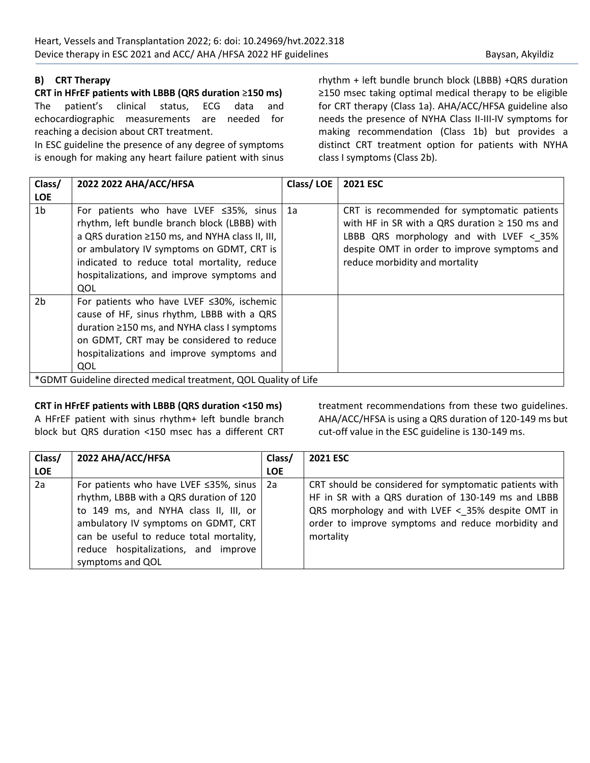### B) CRT Therapy

**CRT in HFrEF patients with LBBB (QRS duration ≥150 ms)**

The patient's clinical status, ECG data and echocardiographic measurements are needed for reaching a decision about CRT treatment.

In ESC guideline the presence of any degree of symptoms is enough for making any heart failure patient with sinus rhythm + left bundle brunch block (LBBB) +QRS duration ≥150 msec taking optimal medical therapy to be eligible for CRT therapy (Class 1a). AHA/ACC/HFSA guideline also needs the presence of NYHA Class II-III-IV symptoms for making recommendation (Class 1b) but provides a distinct CRT treatment option for patients with NYHA class I symptoms (Class 2b).

| Class/ LOE | 2022 2022 AHA/ACC/HFSA | Class/ LOE | 2021 ESC |
|---|---|---|---|
| 1b | For patients who have LVEF ≤35%, sinus rhythm, left bundle branch block (LBBB) with a QRS duration ≥150 ms, and NYHA class II, III, or ambulatory IV symptoms on GDMT, CRT is indicated to reduce total mortality, reduce hospitalizations, and improve symptoms and QOL | 1a | CRT is recommended for symptomatic patients with HF in SR with a QRS duration ≥ 150 ms and LBBB QRS morphology and with LVEF <_35% despite OMT in order to improve symptoms and reduce morbidity and mortality |
| 2b | For patients who have LVEF ≤30%, ischemic cause of HF, sinus rhythm, LBBB with a QRS duration ≥150 ms, and NYHA class I symptoms on GDMT, CRT may be considered to reduce hospitalizations and improve symptoms and QOL | | |

*GDMT Guideline directed medical treatment, QOL Quality of Life

**CRT in HFrEF patients with LBBB (QRS duration <150 ms)**

A HFrEF patient with sinus rhythm+ left bundle branch block but QRS duration <150 msec has a different CRT treatment recommendations from these two guidelines. AHA/ACC/HFSA is using a QRS duration of 120-149 ms but cut-off value in the ESC guideline is 130-149 ms.

| Class/ LOE | 2022 AHA/ACC/HFSA | Class/ LOE | 2021 ESC |
|---|---|---|---|
| 2a | For patients who have LVEF ≤35%, sinus rhythm, LBBB with a QRS duration of 120 to 149 ms, and NYHA class II, III, or ambulatory IV symptoms on GDMT, CRT can be useful to reduce total mortality, reduce hospitalizations, and improve symptoms and QOL | 2a | CRT should be considered for symptomatic patients with HF in SR with a QRS duration of 130-149 ms and LBBB QRS morphology and with LVEF <_35% despite OMT in order to improve symptoms and reduce morbidity and mortality |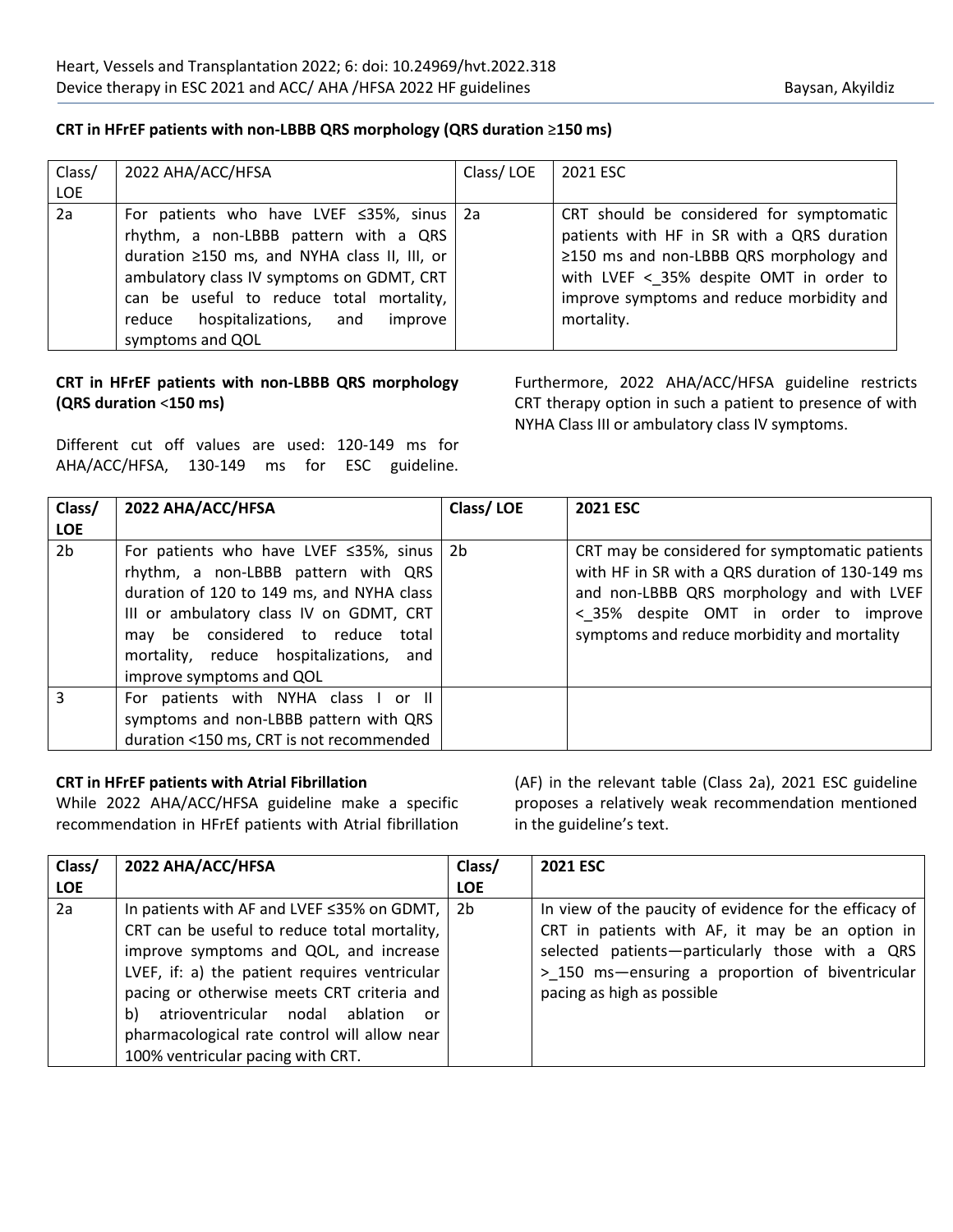**CRT in HFrEF patients with non-LBBB QRS morphology (QRS duration ≥150 ms)**

| Class/ LOE | 2022 AHA/ACC/HFSA | Class/ LOE | 2021 ESC |
|---|---|---|---|
| 2a | For patients who have LVEF ≤35%, sinus rhythm, a non-LBBB pattern with a QRS duration ≥150 ms, and NYHA class II, III, or ambulatory class IV symptoms on GDMT, CRT can be useful to reduce total mortality, reduce hospitalizations, and improve symptoms and QOL | 2a | CRT should be considered for symptomatic patients with HF in SR with a QRS duration ≥150 ms and non-LBBB QRS morphology and with LVEF <_35% despite OMT in order to improve symptoms and reduce morbidity and mortality. |

**CRT in HFrEF patients with non-LBBB QRS morphology (QRS duration <150 ms)**

Different cut off values are used: 120-149 ms for AHA/ACC/HFSA, 130-149 ms for ESC guideline. Furthermore, 2022 AHA/ACC/HFSA guideline restricts CRT therapy option in such a patient to presence of with NYHA Class III or ambulatory class IV symptoms.

| Class/ LOE | 2022 AHA/ACC/HFSA | Class/ LOE | 2021 ESC |
|---|---|---|---|
| 2b | For patients who have LVEF ≤35%, sinus rhythm, a non-LBBB pattern with QRS duration of 120 to 149 ms, and NYHA class III or ambulatory class IV on GDMT, CRT may be considered to reduce total mortality, reduce hospitalizations, and improve symptoms and QOL | 2b | CRT may be considered for symptomatic patients with HF in SR with a QRS duration of 130-149 ms and non-LBBB QRS morphology and with LVEF <_35% despite OMT in order to improve symptoms and reduce morbidity and mortality |
| 3 | For patients with NYHA class I or II symptoms and non-LBBB pattern with QRS duration <150 ms, CRT is not recommended | | |

**CRT in HFrEF patients with Atrial Fibrillation**

While 2022 AHA/ACC/HFSA guideline make a specific recommendation in HFrEf patients with Atrial fibrillation (AF) in the relevant table (Class 2a), 2021 ESC guideline proposes a relatively weak recommendation mentioned in the guideline's text.

| Class/ LOE | 2022 AHA/ACC/HFSA | Class/ LOE | 2021 ESC |
|---|---|---|---|
| 2a | In patients with AF and LVEF ≤35% on GDMT, CRT can be useful to reduce total mortality, improve symptoms and QOL, and increase LVEF, if: a) the patient requires ventricular pacing or otherwise meets CRT criteria and b) atrioventricular nodal ablation or pharmacological rate control will allow near 100% ventricular pacing with CRT. | 2b | In view of the paucity of evidence for the efficacy of CRT in patients with AF, it may be an option in selected patients—particularly those with a QRS >_150 ms—ensuring a proportion of biventricular pacing as high as possible |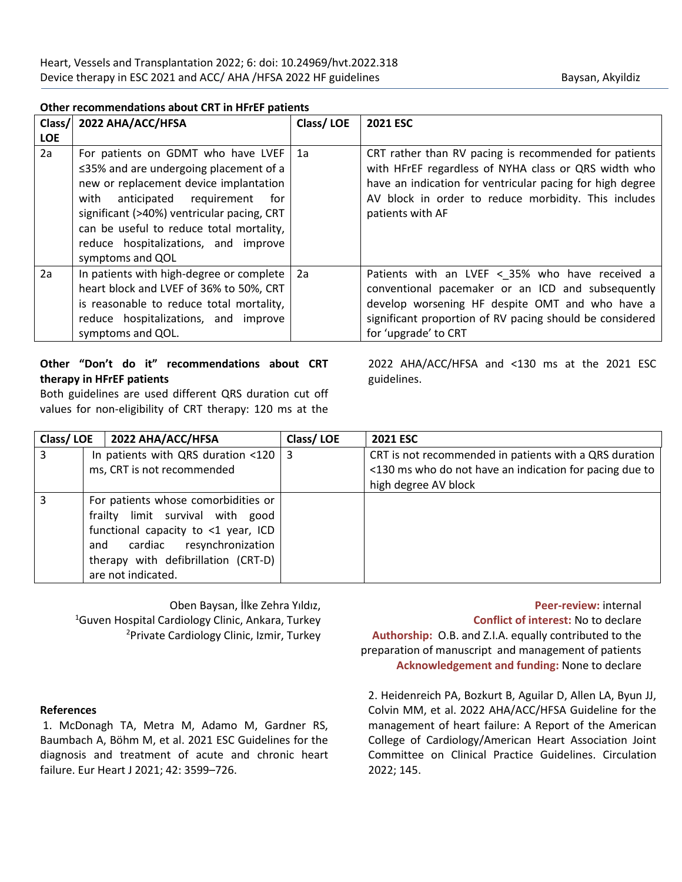**Other recommendations about CRT in HFrEF patients**

| Class/ LOE | 2022 AHA/ACC/HFSA | Class/ LOE | 2021 ESC |
|---|---|---|---|
| 2a | For patients on GDMT who have LVEF ≤35% and are undergoing placement of a new or replacement device implantation with anticipated requirement for significant (>40%) ventricular pacing, CRT can be useful to reduce total mortality, reduce hospitalizations, and improve symptoms and QOL | 1a | CRT rather than RV pacing is recommended for patients with HFrEF regardless of NYHA class or QRS width who have an indication for ventricular pacing for high degree AV block in order to reduce morbidity. This includes patients with AF |
| 2a | In patients with high-degree or complete heart block and LVEF of 36% to 50%, CRT is reasonable to reduce total mortality, reduce hospitalizations, and improve symptoms and QOL. | 2a | Patients with an LVEF <_35% who have received a conventional pacemaker or an ICD and subsequently develop worsening HF despite OMT and who have a significant proportion of RV pacing should be considered for 'upgrade' to CRT |

**Other "Don't do it" recommendations about CRT therapy in HFrEF patients**

Both guidelines are used different QRS duration cut off values for non-eligibility of CRT therapy: 120 ms at the 2022 AHA/ACC/HFSA and <130 ms at the 2021 ESC guidelines.

| Class/ LOE | 2022 AHA/ACC/HFSA | Class/ LOE | 2021 ESC |
|---|---|---|---|
| 3 | In patients with QRS duration <120 ms, CRT is not recommended | 3 | CRT is not recommended in patients with a QRS duration <130 ms who do not have an indication for pacing due to high degree AV block |
| 3 | For patients whose comorbidities or frailty limit survival with good functional capacity to <1 year, ICD and cardiac resynchronization therapy with defibrillation (CRT-D) are not indicated. | | |

Oben Baysan, İlke Zehra Yıldız,
[1]Guven Hospital Cardiology Clinic, Ankara, Turkey
[2]Private Cardiology Clinic, Izmir, Turkey

**Peer-review:** internal
**Conflict of interest:** No to declare
**Authorship:** O.B. and Z.I.A. equally contributed to the preparation of manuscript and management of patients
**Acknowledgement and funding:** None to declare

**References**

1. McDonagh TA, Metra M, Adamo M, Gardner RS, Baumbach A, Böhm M, et al. 2021 ESC Guidelines for the diagnosis and treatment of acute and chronic heart failure. Eur Heart J 2021; 42: 3599–726.

2. Heidenreich PA, Bozkurt B, Aguilar D, Allen LA, Byun JJ, Colvin MM, et al. 2022 AHA/ACC/HFSA Guideline for the management of heart failure: A Report of the American College of Cardiology/American Heart Association Joint Committee on Clinical Practice Guidelines. Circulation 2022; 145.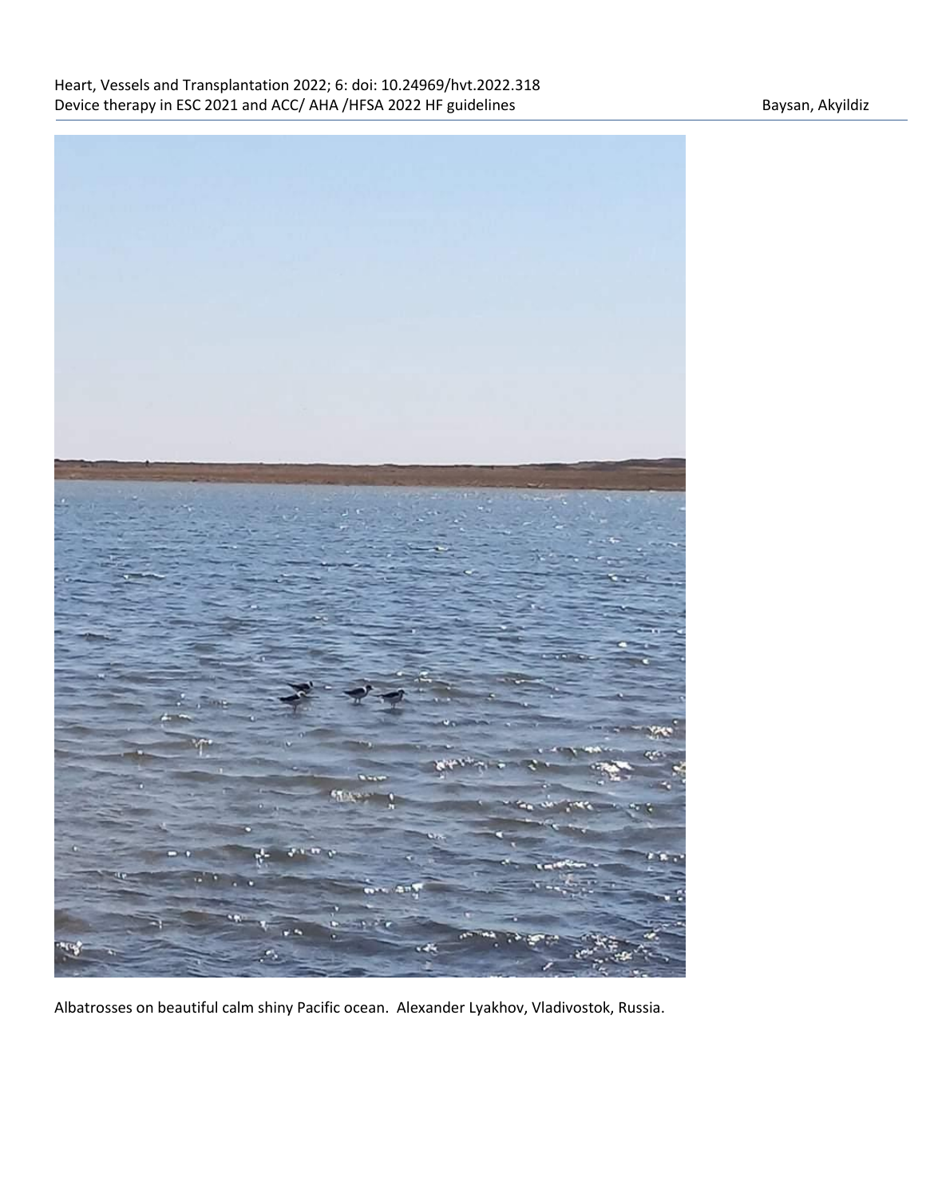Albatrosses on beautiful calm shiny Pacific ocean. Alexander Lyakhov, Vladivostok, Russia.